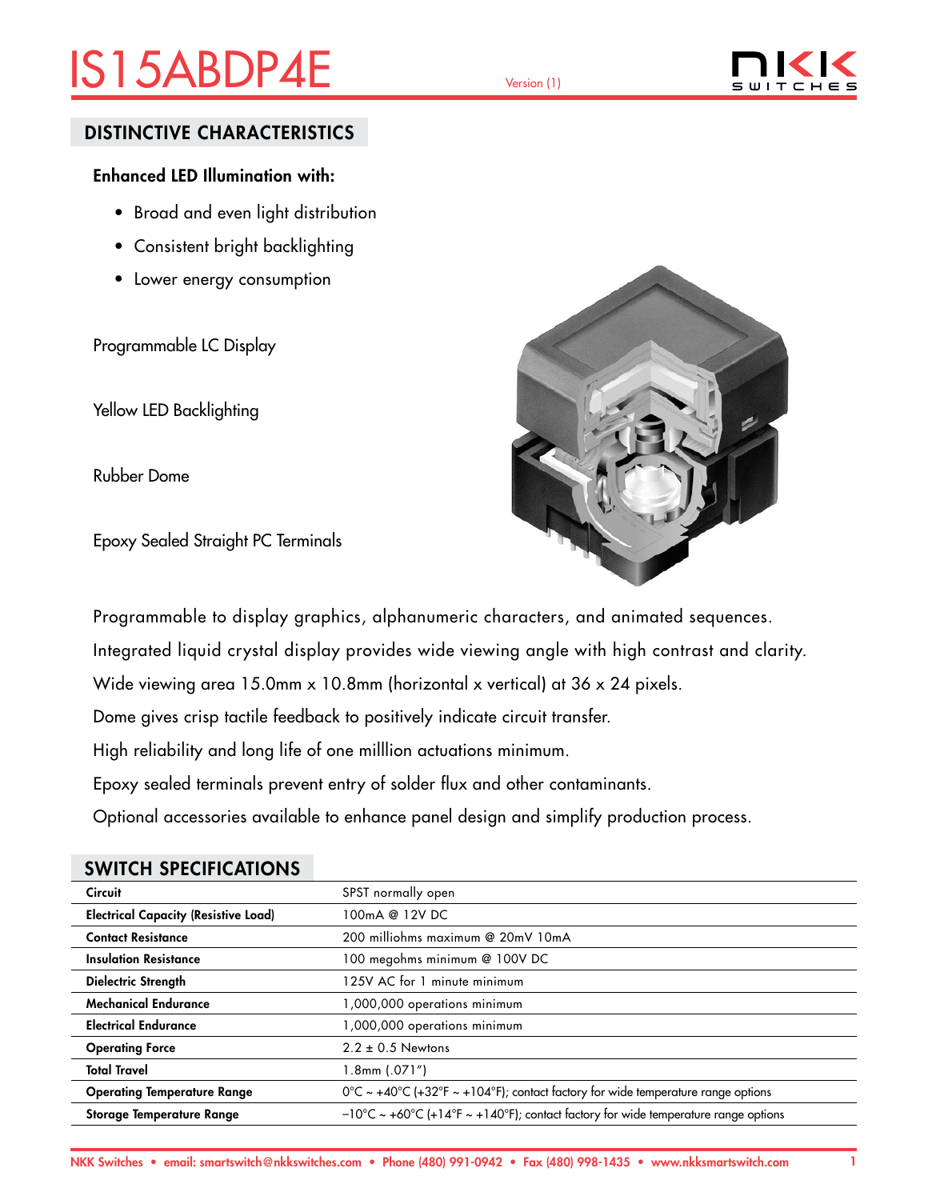# IS15ABDP4E

Version (1)

## DISTINCTIVE CHARACTERISTICS

**Enhanced LED Illumination with:**

- Broad and even light distribution
- Consistent bright backlighting
- Lower energy consumption

Programmable LC Display

Yellow LED Backlighting

Rubber Dome

Epoxy Sealed Straight PC Terminals

Programmable to display graphics, alphanumeric characters, and animated sequences.

Integrated liquid crystal display provides wide viewing angle with high contrast and clarity.

Wide viewing area 15.0mm x 10.8mm (horizontal x vertical) at 36 x 24 pixels.

Dome gives crisp tactile feedback to positively indicate circuit transfer.

High reliability and long life of one milllion actuations minimum.

Epoxy sealed terminals prevent entry of solder flux and other contaminants.

Optional accessories available to enhance panel design and simplify production process.

## SWITCH SPECIFICATIONS

| | |
|---|---|
| **Circuit** | SPST normally open |
| **Electrical Capacity (Resistive Load)** | 100mA @ 12V DC |
| **Contact Resistance** | 200 milliohms maximum @ 20mV 10mA |
| **Insulation Resistance** | 100 megohms minimum @ 100V DC |
| **Dielectric Strength** | 125V AC for 1 minute minimum |
| **Mechanical Endurance** | 1,000,000 operations minimum |
| **Electrical Endurance** | 1,000,000 operations minimum |
| **Operating Force** | 2.2 ± 0.5 Newtons |
| **Total Travel** | 1.8mm (.071″) |
| **Operating Temperature Range** | 0°C ~ +40°C (+32°F ~ +104°F); contact factory for wide temperature range options |
| **Storage Temperature Range** | −10°C ~ +60°C (+14°F ~ +140°F); contact factory for wide temperature range options |

NKK Switches • email: smartswitch@nkkswitches.com • Phone (480) 991-0942 • Fax (480) 998-1435 • www.nkksmartswitch.com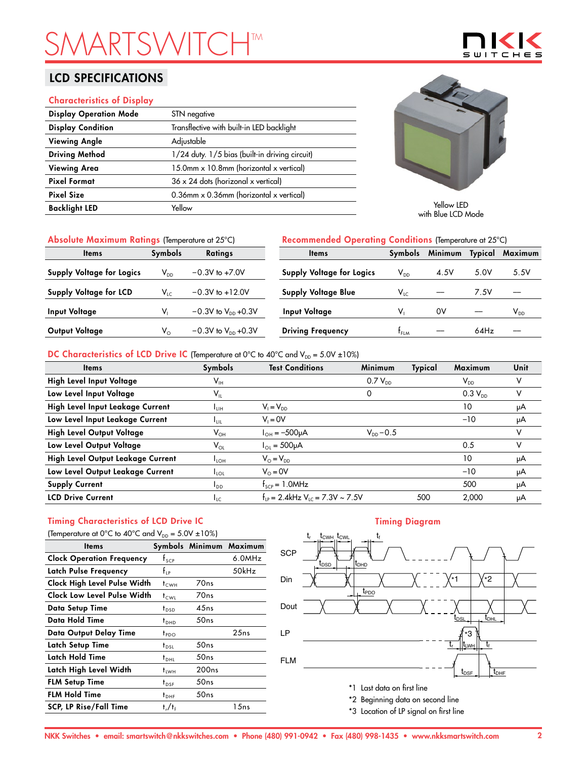# LCD SPECIFICATIONS

## Characteristics of Display

| | |
|---|---|
| **Display Operation Mode** | STN negative |
| **Display Condition** | Transflective with built-in LED backlight |
| **Viewing Angle** | Adjustable |
| **Driving Method** | 1/24 duty. 1/5 bias (built-in driving circuit) |
| **Viewing Area** | 15.0mm x 10.8mm (horizontal x vertical) |
| **Pixel Format** | 36 x 24 dots (horizonal x vertical) |
| **Pixel Size** | 0.36mm x 0.36mm (horizontal x vertical) |
| **Backlight LED** | Yellow |

Yellow LED
with Blue LCD Mode

## Absolute Maximum Ratings (Temperature at 25°C)

| Items | Symbols | Ratings |
|---|---|---|
| **Supply Voltage for Logics** | $V_{DD}$ | −0.3V to +7.0V |
| **Supply Voltage for LCD** | $V_{LC}$ | −0.3V to +12.0V |
| **Input Voltage** | $V_I$ | −0.3V to $V_{DD}$ +0.3V |
| **Output Voltage** | $V_O$ | −0.3V to $V_{DD}$ +0.3V |

## Recommended Operating Conditions (Temperature at 25°C)

| Items | Symbols | Minimum | Typical | Maximum |
|---|---|---|---|---|
| **Supply Voltage for Logics** | $V_{DD}$ | 4.5V | 5.0V | 5.5V |
| **Supply Voltage Blue** | $V_{LC}$ | — | 7.5V | — |
| **Input Voltage** | $V_I$ | 0V | — | $V_{DD}$ |
| **Driving Frequency** | $f_{FLM}$ | — | 64Hz | — |

## DC Characteristics of LCD Drive IC (Temperature at 0°C to 40°C and $V_{DD}$ = 5.0V ±10%)

| Items | Symbols | Test Conditions | Minimum | Typical | Maximum | Unit |
|---|---|---|---|---|---|---|
| **High Level Input Voltage** | $V_{IH}$ | | 0.7 $V_{DD}$ | | $V_{DD}$ | V |
| **Low Level Input Voltage** | $V_{IL}$ | | 0 | | 0.3 $V_{DD}$ | V |
| **High Level Input Leakage Current** | $I_{LIH}$ | $V_I = V_{DD}$ | | | 10 | μA |
| **Low Level Input Leakage Current** | $I_{LIL}$ | $V_I$ = 0V | | | −10 | μA |
| **High Level Output Voltage** | $V_{OH}$ | $I_{OH}$ = −500μA | $V_{DD}$ −0.5 | | | V |
| **Low Level Output Voltage** | $V_{OL}$ | $I_{OL}$ = 500μA | | | 0.5 | V |
| **High Level Output Leakage Current** | $I_{LOH}$ | $V_O = V_{DD}$ | | | 10 | μA |
| **Low Level Output Leakage Current** | $I_{LOL}$ | $V_O$ = 0V | | | −10 | μA |
| **Supply Current** | $I_{DD}$ | $f_{SCP}$ = 1.0MHz | | | 500 | μA |
| **LCD Drive Current** | $I_{LC}$ | $f_{LP}$ = 2.4kHz $V_{LC}$ = 7.3V ~ 7.5V | | 500 | 2,000 | μA |

## Timing Characteristics of LCD Drive IC

(Temperature at 0°C to 40°C and $V_{DD}$ = 5.0V ±10%)

| Items | Symbols | Minimum | Maximum |
|---|---|---|---|
| **Clock Operation Frequency** | $f_{SCP}$ | | 6.0MHz |
| **Latch Pulse Frequency** | $f_{LP}$ | | 50kHz |
| **Clock High Level Pulse Width** | $t_{CWH}$ | 70ns | |
| **Clock Low Level Pulse Width** | $t_{CWL}$ | 70ns | |
| **Data Setup Time** | $t_{DSD}$ | 45ns | |
| **Data Hold Time** | $t_{DHD}$ | 50ns | |
| **Data Output Delay Time** | $t_{PDO}$ | | 25ns |
| **Latch Setup Time** | $t_{DSL}$ | 50ns | |
| **Latch Hold Time** | $t_{DHL}$ | 50ns | |
| **Latch High Level Width** | $t_{LWH}$ | 200ns | |
| **FLM Setup Time** | $t_{DSF}$ | 50ns | |
| **FLM Hold Time** | $t_{DHF}$ | 50ns | |
| **SCP, LP Rise/Fall Time** | $t_r/t_f$ | | 15ns |

## Timing Diagram

*1 Last data on first line
*2 Beginning data on second line
*3 Location of LP signal on first line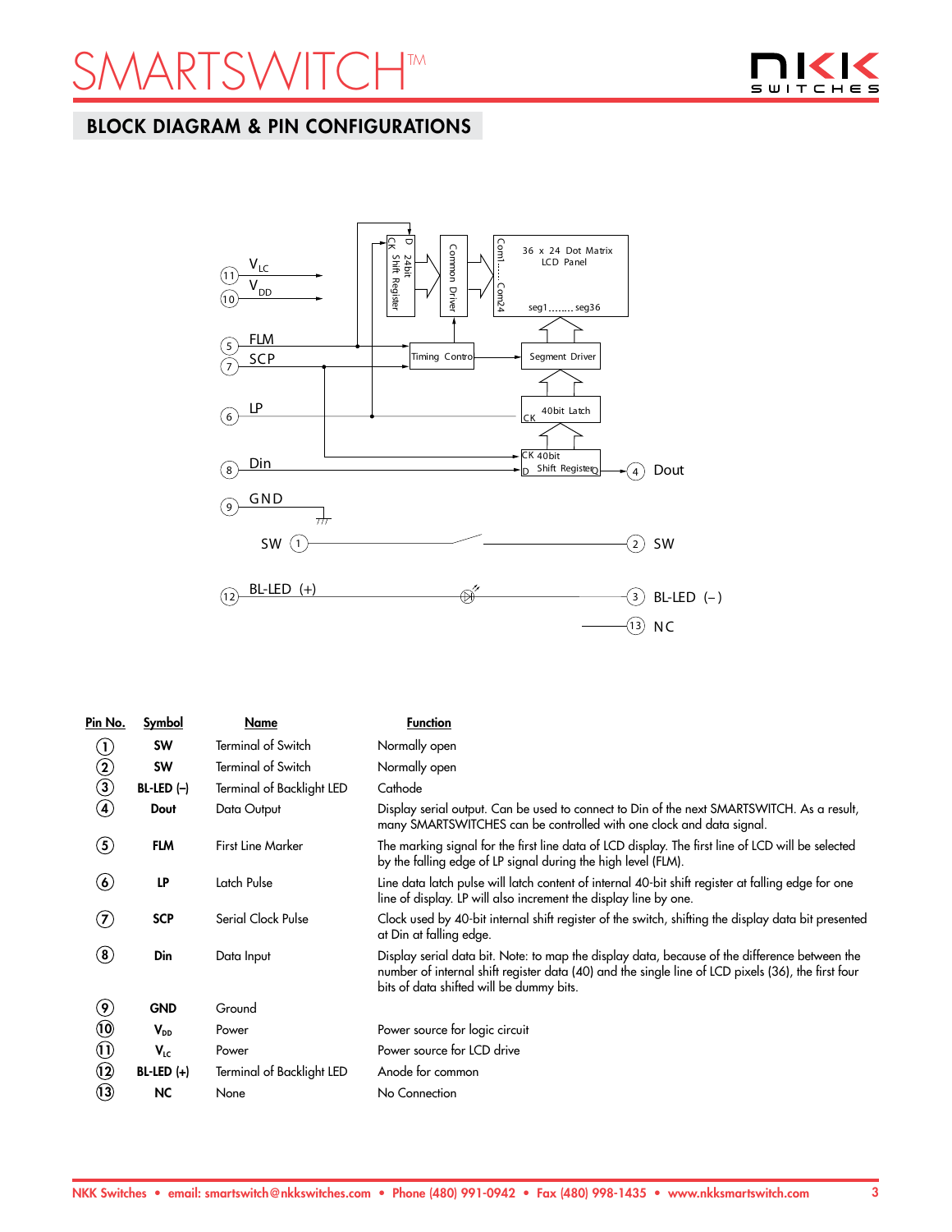## BLOCK DIAGRAM & PIN CONFIGURATIONS

| Pin No. | Symbol | Name | Function |
|---|---|---|---|
| 1 | SW | Terminal of Switch | Normally open |
| 2 | SW | Terminal of Switch | Normally open |
| 3 | BL-LED (–) | Terminal of Backlight LED | Cathode |
| 4 | Dout | Data Output | Display serial output. Can be used to connect to Din of the next SMARTSWITCH. As a result, many SMARTSWITCHES can be controlled with one clock and data signal. |
| 5 | FLM | First Line Marker | The marking signal for the first line data of LCD display. The first line of LCD will be selected by the falling edge of LP signal during the high level (FLM). |
| 6 | LP | Latch Pulse | Line data latch pulse will latch content of internal 40-bit shift register at falling edge for one line of display. LP will also increment the display line by one. |
| 7 | SCP | Serial Clock Pulse | Clock used by 40-bit internal shift register of the switch, shifting the display data bit presented at Din at falling edge. |
| 8 | Din | Data Input | Display serial data bit. Note: to map the display data, because of the difference between the number of internal shift register data (40) and the single line of LCD pixels (36), the first four bits of data shifted will be dummy bits. |
| 9 | GND | Ground | |
| 10 | $V_{DD}$ | Power | Power source for logic circuit |
| 11 | $V_{LC}$ | Power | Power source for LCD drive |
| 12 | BL-LED (+) | Terminal of Backlight LED | Anode for common |
| 13 | NC | None | No Connection |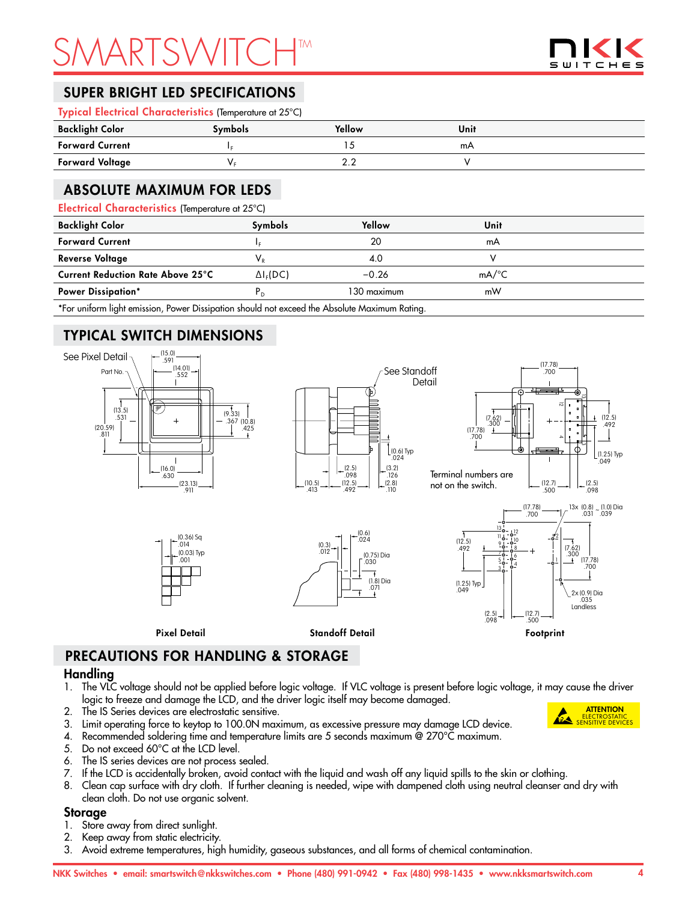## SUPER BRIGHT LED SPECIFICATIONS

**Typical Electrical Characteristics** (Temperature at 25°C)

| Backlight Color | Symbols | Yellow | Unit |
|---|---|---|---|
| Forward Current | $I_F$ | 15 | mA |
| Forward Voltage | $V_F$ | 2.2 | V |

## ABSOLUTE MAXIMUM FOR LEDS

**Electrical Characteristics** (Temperature at 25°C)

| Backlight Color | Symbols | Yellow | Unit |
|---|---|---|---|
| Forward Current | $I_F$ | 20 | mA |
| Reverse Voltage | $V_R$ | 4.0 | V |
| Current Reduction Rate Above 25°C | $\Delta I_F$(DC) | −0.26 | mA/°C |
| Power Dissipation* | $P_D$ | 130 maximum | mW |

*For uniform light emission, Power Dissipation should not exceed the Absolute Maximum Rating.

## TYPICAL SWITCH DIMENSIONS

See Pixel Detail
Part No.
(15.0) .591
(14.01) .552
(13.5) .531
(20.59) .811
(9.33) .367
(10.8) .425
(16.0) .630
(23.13) .911

See Standoff Detail
(0.6) Typ .024
(2.5) .098
(3.2) .126
(10.5) .413
(12.5) .492
(2.8) .110

(17.78) .700
(7.62) .300
(17.78) .700
(12.5) .492
(1.25) Typ .049
(12.7) .500
(2.5) .098
Terminal numbers are not on the switch.

(0.36) Sq .014
(0.03) Typ .001

(0.6) .024
(0.3) .012
(0.75) Dia .030
(1.8) Dia .071

(17.78) .700
13x (0.8) .031 – (1.0) Dia .039
(12.5) .492
(7.62) .300
(17.78) .700
(1.25) Typ .049
2x (0.9) Dia .035 Landless
(2.5) .098
(12.7) .500

**Pixel Detail** **Standoff Detail** **Footprint**

## PRECAUTIONS FOR HANDLING & STORAGE

### Handling

1. The VLC voltage should not be applied before logic voltage. If VLC voltage is present before logic voltage, it may cause the driver logic to freeze and damage the LCD, and the driver logic itself may become damaged.
2. The IS Series devices are electrostatic sensitive.
3. Limit operating force to keytop to 100.0N maximum, as excessive pressure may damage LCD device.
4. Recommended soldering time and temperature limits are 5 seconds maximum @ 270°C maximum.
5. Do not exceed 60°C at the LCD level.
6. The IS series devices are not process sealed.
7. If the LCD is accidentally broken, avoid contact with the liquid and wash off any liquid spills to the skin or clothing.
8. Clean cap surface with dry cloth. If further cleaning is needed, wipe with dampened cloth using neutral cleanser and dry with clean cloth. Do not use organic solvent.

ATTENTION ELECTROSTATIC SENSITIVE DEVICES

### Storage

1. Store away from direct sunlight.
2. Keep away from static electricity.
3. Avoid extreme temperatures, high humidity, gaseous substances, and all forms of chemical contamination.